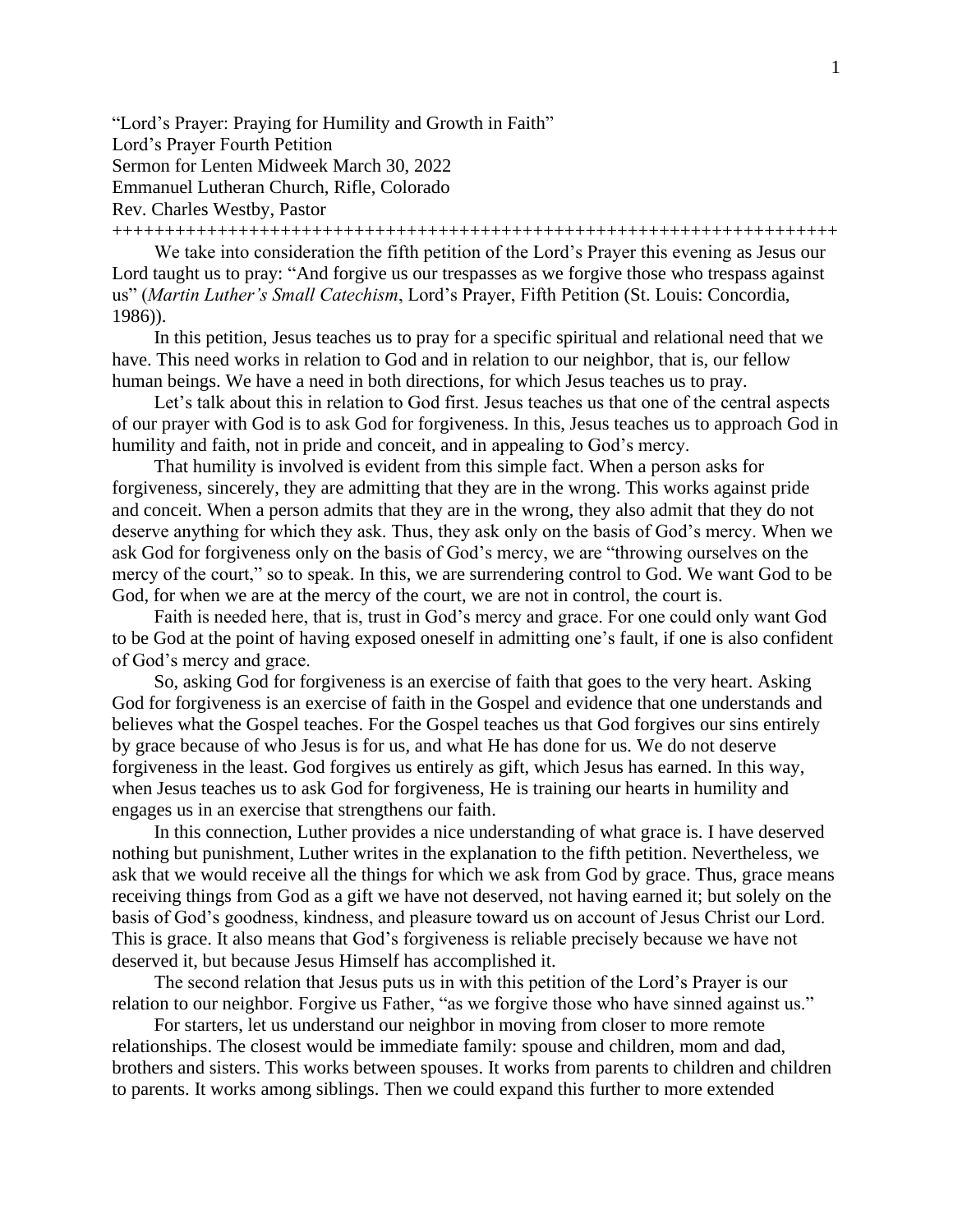"Lord's Prayer: Praying for Humility and Growth in Faith"
Lord's Prayer Fourth Petition
Sermon for Lenten Midweek March 30, 2022
Emmanuel Lutheran Church, Rifle, Colorado
Rev. Charles Westby, Pastor
++++++++++++++++++++++++++++++++++++++++++++++++++++++++++++++++++++++++

We take into consideration the fifth petition of the Lord's Prayer this evening as Jesus our Lord taught us to pray: "And forgive us our trespasses as we forgive those who trespass against us" (*Martin Luther's Small Catechism*, Lord's Prayer, Fifth Petition (St. Louis: Concordia, 1986)).

In this petition, Jesus teaches us to pray for a specific spiritual and relational need that we have. This need works in relation to God and in relation to our neighbor, that is, our fellow human beings. We have a need in both directions, for which Jesus teaches us to pray.

Let's talk about this in relation to God first. Jesus teaches us that one of the central aspects of our prayer with God is to ask God for forgiveness. In this, Jesus teaches us to approach God in humility and faith, not in pride and conceit, and in appealing to God's mercy.

That humility is involved is evident from this simple fact. When a person asks for forgiveness, sincerely, they are admitting that they are in the wrong. This works against pride and conceit. When a person admits that they are in the wrong, they also admit that they do not deserve anything for which they ask. Thus, they ask only on the basis of God's mercy. When we ask God for forgiveness only on the basis of God's mercy, we are "throwing ourselves on the mercy of the court," so to speak. In this, we are surrendering control to God. We want God to be God, for when we are at the mercy of the court, we are not in control, the court is.

Faith is needed here, that is, trust in God's mercy and grace. For one could only want God to be God at the point of having exposed oneself in admitting one's fault, if one is also confident of God's mercy and grace.

So, asking God for forgiveness is an exercise of faith that goes to the very heart. Asking God for forgiveness is an exercise of faith in the Gospel and evidence that one understands and believes what the Gospel teaches. For the Gospel teaches us that God forgives our sins entirely by grace because of who Jesus is for us, and what He has done for us. We do not deserve forgiveness in the least. God forgives us entirely as gift, which Jesus has earned. In this way, when Jesus teaches us to ask God for forgiveness, He is training our hearts in humility and engages us in an exercise that strengthens our faith.

In this connection, Luther provides a nice understanding of what grace is. I have deserved nothing but punishment, Luther writes in the explanation to the fifth petition. Nevertheless, we ask that we would receive all the things for which we ask from God by grace. Thus, grace means receiving things from God as a gift we have not deserved, not having earned it; but solely on the basis of God's goodness, kindness, and pleasure toward us on account of Jesus Christ our Lord. This is grace. It also means that God's forgiveness is reliable precisely because we have not deserved it, but because Jesus Himself has accomplished it.

The second relation that Jesus puts us in with this petition of the Lord's Prayer is our relation to our neighbor. Forgive us Father, "as we forgive those who have sinned against us."

For starters, let us understand our neighbor in moving from closer to more remote relationships. The closest would be immediate family: spouse and children, mom and dad, brothers and sisters. This works between spouses. It works from parents to children and children to parents. It works among siblings. Then we could expand this further to more extended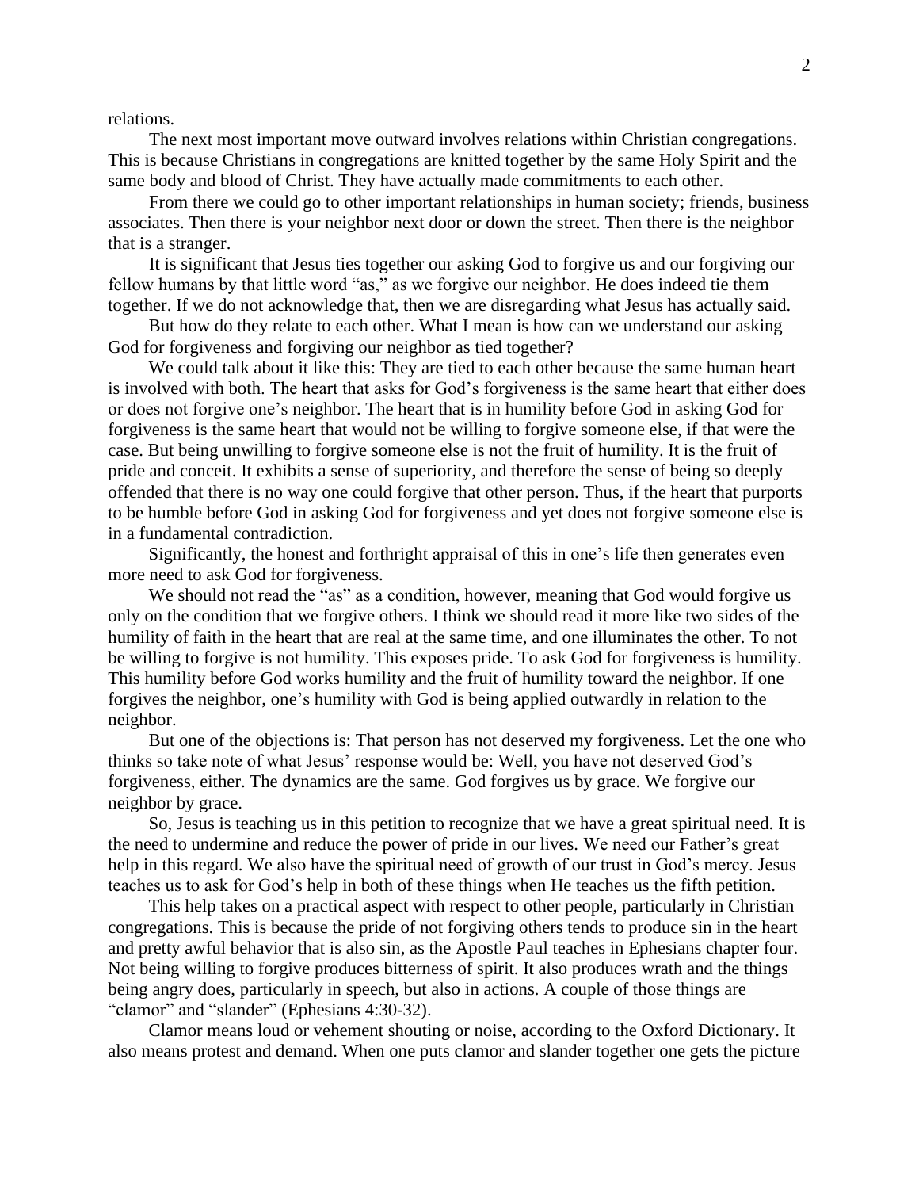relations.

The next most important move outward involves relations within Christian congregations. This is because Christians in congregations are knitted together by the same Holy Spirit and the same body and blood of Christ. They have actually made commitments to each other.

From there we could go to other important relationships in human society; friends, business associates. Then there is your neighbor next door or down the street. Then there is the neighbor that is a stranger.

It is significant that Jesus ties together our asking God to forgive us and our forgiving our fellow humans by that little word "as," as we forgive our neighbor. He does indeed tie them together. If we do not acknowledge that, then we are disregarding what Jesus has actually said.

But how do they relate to each other. What I mean is how can we understand our asking God for forgiveness and forgiving our neighbor as tied together?

We could talk about it like this: They are tied to each other because the same human heart is involved with both. The heart that asks for God's forgiveness is the same heart that either does or does not forgive one's neighbor. The heart that is in humility before God in asking God for forgiveness is the same heart that would not be willing to forgive someone else, if that were the case. But being unwilling to forgive someone else is not the fruit of humility. It is the fruit of pride and conceit. It exhibits a sense of superiority, and therefore the sense of being so deeply offended that there is no way one could forgive that other person. Thus, if the heart that purports to be humble before God in asking God for forgiveness and yet does not forgive someone else is in a fundamental contradiction.

Significantly, the honest and forthright appraisal of this in one's life then generates even more need to ask God for forgiveness.

We should not read the "as" as a condition, however, meaning that God would forgive us only on the condition that we forgive others. I think we should read it more like two sides of the humility of faith in the heart that are real at the same time, and one illuminates the other. To not be willing to forgive is not humility. This exposes pride. To ask God for forgiveness is humility. This humility before God works humility and the fruit of humility toward the neighbor. If one forgives the neighbor, one's humility with God is being applied outwardly in relation to the neighbor.

But one of the objections is: That person has not deserved my forgiveness. Let the one who thinks so take note of what Jesus' response would be: Well, you have not deserved God's forgiveness, either. The dynamics are the same. God forgives us by grace. We forgive our neighbor by grace.

So, Jesus is teaching us in this petition to recognize that we have a great spiritual need. It is the need to undermine and reduce the power of pride in our lives. We need our Father's great help in this regard. We also have the spiritual need of growth of our trust in God's mercy. Jesus teaches us to ask for God's help in both of these things when He teaches us the fifth petition.

This help takes on a practical aspect with respect to other people, particularly in Christian congregations. This is because the pride of not forgiving others tends to produce sin in the heart and pretty awful behavior that is also sin, as the Apostle Paul teaches in Ephesians chapter four. Not being willing to forgive produces bitterness of spirit. It also produces wrath and the things being angry does, particularly in speech, but also in actions. A couple of those things are "clamor" and "slander" (Ephesians 4:30-32).

Clamor means loud or vehement shouting or noise, according to the Oxford Dictionary. It also means protest and demand. When one puts clamor and slander together one gets the picture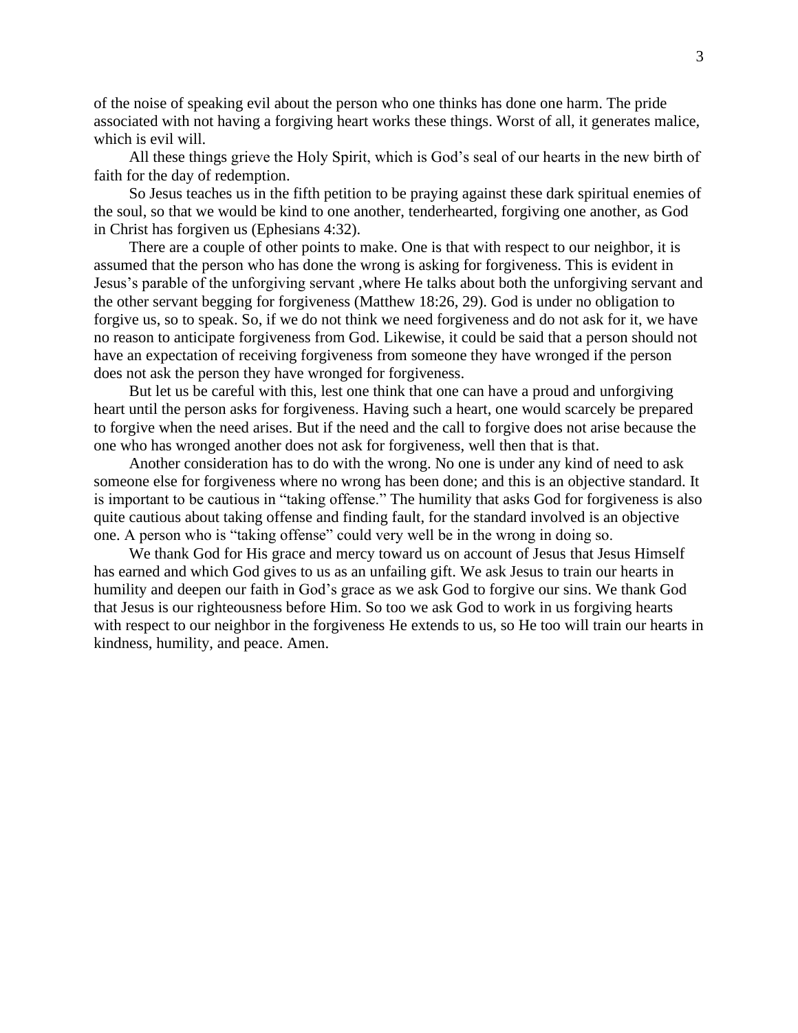of the noise of speaking evil about the person who one thinks has done one harm. The pride associated with not having a forgiving heart works these things. Worst of all, it generates malice, which is evil will.

All these things grieve the Holy Spirit, which is God's seal of our hearts in the new birth of faith for the day of redemption.

So Jesus teaches us in the fifth petition to be praying against these dark spiritual enemies of the soul, so that we would be kind to one another, tenderhearted, forgiving one another, as God in Christ has forgiven us (Ephesians 4:32).

There are a couple of other points to make. One is that with respect to our neighbor, it is assumed that the person who has done the wrong is asking for forgiveness. This is evident in Jesus's parable of the unforgiving servant ,where He talks about both the unforgiving servant and the other servant begging for forgiveness (Matthew 18:26, 29). God is under no obligation to forgive us, so to speak. So, if we do not think we need forgiveness and do not ask for it, we have no reason to anticipate forgiveness from God. Likewise, it could be said that a person should not have an expectation of receiving forgiveness from someone they have wronged if the person does not ask the person they have wronged for forgiveness.

But let us be careful with this, lest one think that one can have a proud and unforgiving heart until the person asks for forgiveness. Having such a heart, one would scarcely be prepared to forgive when the need arises. But if the need and the call to forgive does not arise because the one who has wronged another does not ask for forgiveness, well then that is that.

Another consideration has to do with the wrong. No one is under any kind of need to ask someone else for forgiveness where no wrong has been done; and this is an objective standard. It is important to be cautious in "taking offense." The humility that asks God for forgiveness is also quite cautious about taking offense and finding fault, for the standard involved is an objective one. A person who is "taking offense" could very well be in the wrong in doing so.

We thank God for His grace and mercy toward us on account of Jesus that Jesus Himself has earned and which God gives to us as an unfailing gift. We ask Jesus to train our hearts in humility and deepen our faith in God's grace as we ask God to forgive our sins. We thank God that Jesus is our righteousness before Him. So too we ask God to work in us forgiving hearts with respect to our neighbor in the forgiveness He extends to us, so He too will train our hearts in kindness, humility, and peace. Amen.